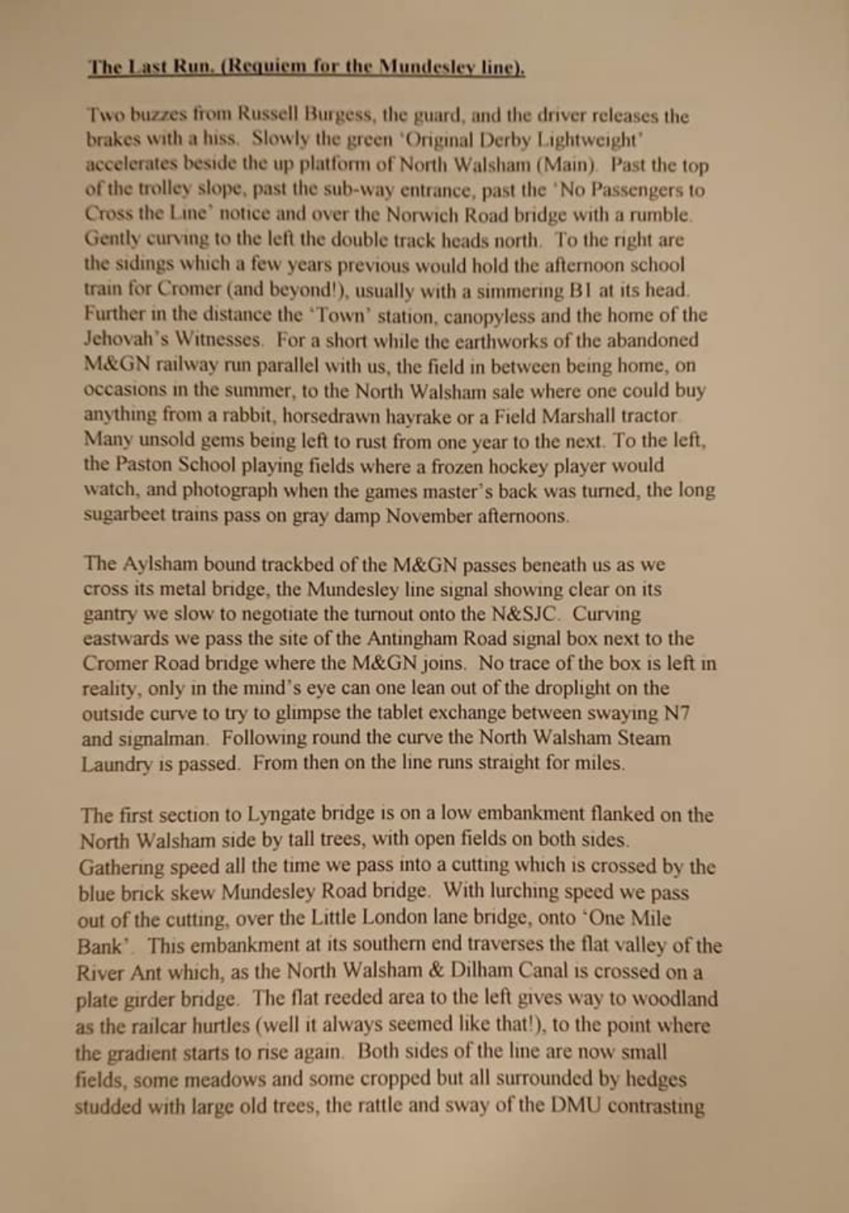**The Last Run. (Requiem for the Mundesley line).**

Two buzzes from Russell Burgess, the guard, and the driver releases the brakes with a hiss. Slowly the green 'Original Derby Lightweight' accelerates beside the up platform of North Walsham (Main). Past the top of the trolley slope, past the sub-way entrance, past the 'No Passengers to Cross the Line' notice and over the Norwich Road bridge with a rumble. Gently curving to the left the double track heads north. To the right are the sidings which a few years previous would hold the afternoon school train for Cromer (and beyond!), usually with a simmering B1 at its head. Further in the distance the 'Town' station, canopyless and the home of the Jehovah's Witnesses. For a short while the earthworks of the abandoned M&GN railway run parallel with us, the field in between being home, on occasions in the summer, to the North Walsham sale where one could buy anything from a rabbit, horsedrawn hayrake or a Field Marshall tractor. Many unsold gems being left to rust from one year to the next. To the left, the Paston School playing fields where a frozen hockey player would watch, and photograph when the games master's back was turned, the long sugarbeet trains pass on gray damp November afternoons.

The Aylsham bound trackbed of the M&GN passes beneath us as we cross its metal bridge, the Mundesley line signal showing clear on its gantry we slow to negotiate the turnout onto the N&SJC. Curving eastwards we pass the site of the Antingham Road signal box next to the Cromer Road bridge where the M&GN joins. No trace of the box is left in reality, only in the mind's eye can one lean out of the droplight on the outside curve to try to glimpse the tablet exchange between swaying N7 and signalman. Following round the curve the North Walsham Steam Laundry is passed. From then on the line runs straight for miles.

The first section to Lyngate bridge is on a low embankment flanked on the North Walsham side by tall trees, with open fields on both sides. Gathering speed all the time we pass into a cutting which is crossed by the blue brick skew Mundesley Road bridge. With lurching speed we pass out of the cutting, over the Little London lane bridge, onto 'One Mile Bank'. This embankment at its southern end traverses the flat valley of the River Ant which, as the North Walsham & Dilham Canal is crossed on a plate girder bridge. The flat reeded area to the left gives way to woodland as the railcar hurtles (well it always seemed like that!), to the point where the gradient starts to rise again. Both sides of the line are now small fields, some meadows and some cropped but all surrounded by hedges studded with large old trees, the rattle and sway of the DMU contrasting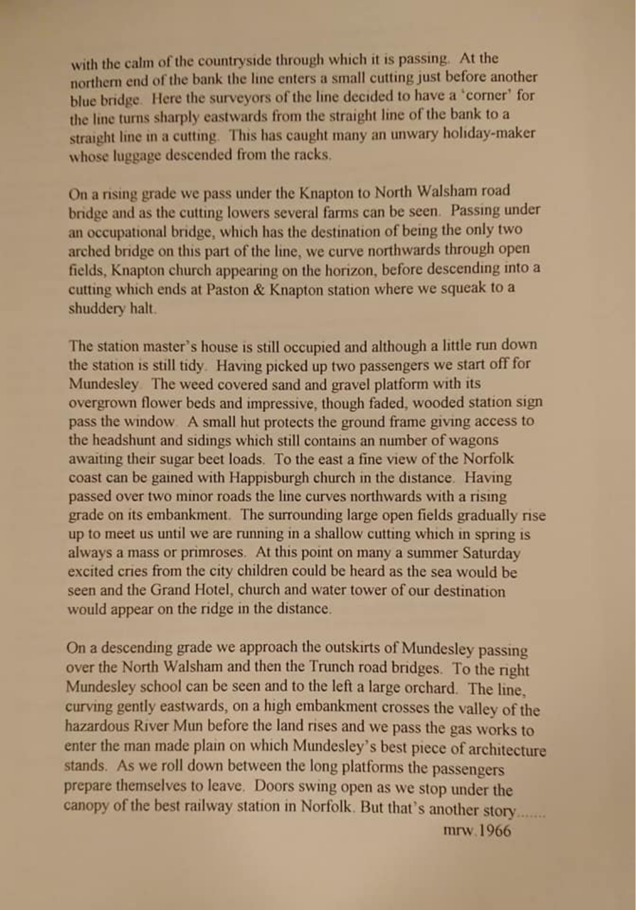with the calm of the countryside through which it is passing. At the northern end of the bank the line enters a small cutting just before another blue bridge. Here the surveyors of the line decided to have a 'corner' for the line turns sharply eastwards from the straight line of the bank to a straight line in a cutting. This has caught many an unwary holiday-maker whose luggage descended from the racks.

On a rising grade we pass under the Knapton to North Walsham road bridge and as the cutting lowers several farms can be seen. Passing under an occupational bridge, which has the destination of being the only two arched bridge on this part of the line, we curve northwards through open fields, Knapton church appearing on the horizon, before descending into a cutting which ends at Paston & Knapton station where we squeak to a shuddery halt.

The station master's house is still occupied and although a little run down the station is still tidy. Having picked up two passengers we start off for Mundesley. The weed covered sand and gravel platform with its overgrown flower beds and impressive, though faded, wooded station sign pass the window. A small hut protects the ground frame giving access to the headshunt and sidings which still contains an number of wagons awaiting their sugar beet loads. To the east a fine view of the Norfolk coast can be gained with Happisburgh church in the distance. Having passed over two minor roads the line curves northwards with a rising grade on its embankment. The surrounding large open fields gradually rise up to meet us until we are running in a shallow cutting which in spring is always a mass or primroses. At this point on many a summer Saturday excited cries from the city children could be heard as the sea would be seen and the Grand Hotel, church and water tower of our destination would appear on the ridge in the distance.

On a descending grade we approach the outskirts of Mundesley passing over the North Walsham and then the Trunch road bridges. To the right Mundesley school can be seen and to the left a large orchard. The line, curving gently eastwards, on a high embankment crosses the valley of the hazardous River Mun before the land rises and we pass the gas works to enter the man made plain on which Mundesley's best piece of architecture stands. As we roll down between the long platforms the passengers prepare themselves to leave. Doors swing open as we stop under the canopy of the best railway station in Norfolk. But that's another story.......

mrw 1966